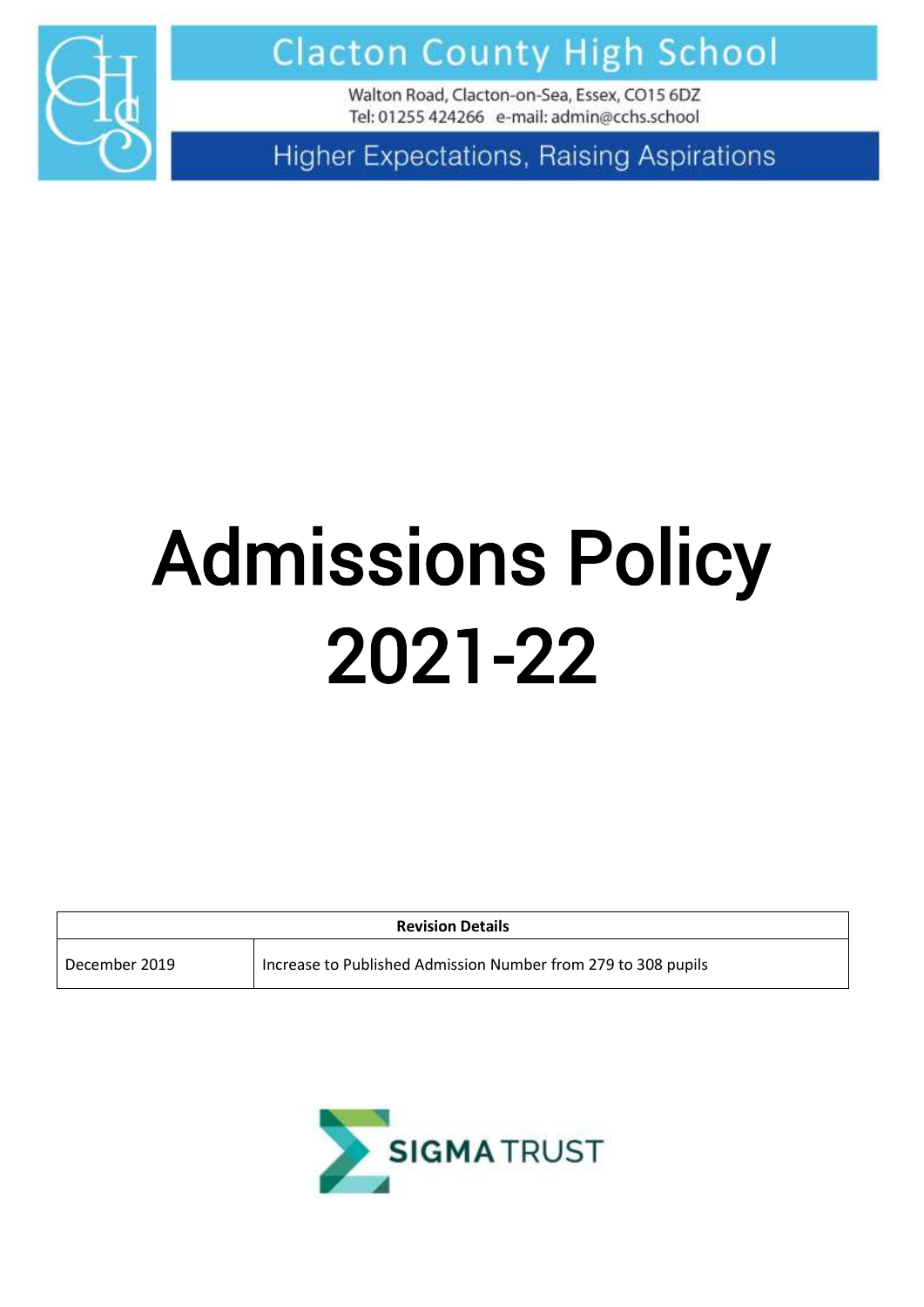# Clacton County High School

Walton Road, Clacton-on-Sea, Essex, CO15 6DZ
Tel: 01255 424266 e-mail: admin@cchs.school

Higher Expectations, Raising Aspirations

# Admissions Policy 2021-22

| Revision Details | |
|---|---|
| December 2019 | Increase to Published Admission Number from 279 to 308 pupils |

SIGMA TRUST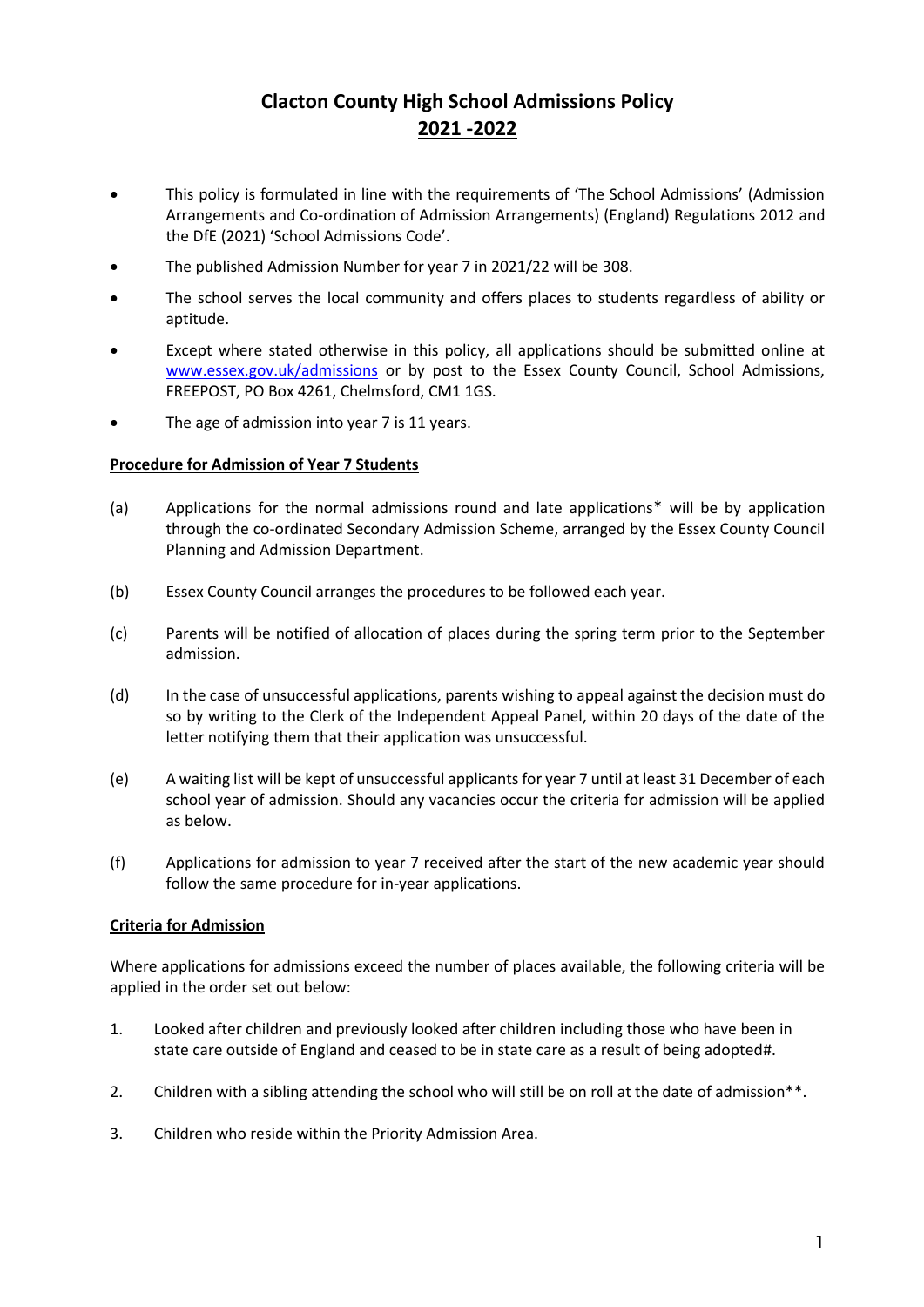# Clacton County High School Admissions Policy 2021 -2022

- This policy is formulated in line with the requirements of 'The School Admissions' (Admission Arrangements and Co-ordination of Admission Arrangements) (England) Regulations 2012 and the DfE (2021) 'School Admissions Code'.
- The published Admission Number for year 7 in 2021/22 will be 308.
- The school serves the local community and offers places to students regardless of ability or aptitude.
- Except where stated otherwise in this policy, all applications should be submitted online at [www.essex.gov.uk/admissions](http://www.essex.gov.uk/admissions) or by post to the Essex County Council, School Admissions, FREEPOST, PO Box 4261, Chelmsford, CM1 1GS.
- The age of admission into year 7 is 11 years.

**Procedure for Admission of Year 7 Students**

(a) Applications for the normal admissions round and late applications* will be by application through the co-ordinated Secondary Admission Scheme, arranged by the Essex County Council Planning and Admission Department.

(b) Essex County Council arranges the procedures to be followed each year.

(c) Parents will be notified of allocation of places during the spring term prior to the September admission.

(d) In the case of unsuccessful applications, parents wishing to appeal against the decision must do so by writing to the Clerk of the Independent Appeal Panel, within 20 days of the date of the letter notifying them that their application was unsuccessful.

(e) A waiting list will be kept of unsuccessful applicants for year 7 until at least 31 December of each school year of admission. Should any vacancies occur the criteria for admission will be applied as below.

(f) Applications for admission to year 7 received after the start of the new academic year should follow the same procedure for in-year applications.

**Criteria for Admission**

Where applications for admissions exceed the number of places available, the following criteria will be applied in the order set out below:

1. Looked after children and previously looked after children including those who have been in state care outside of England and ceased to be in state care as a result of being adopted#.
2. Children with a sibling attending the school who will still be on roll at the date of admission**.
3. Children who reside within the Priority Admission Area.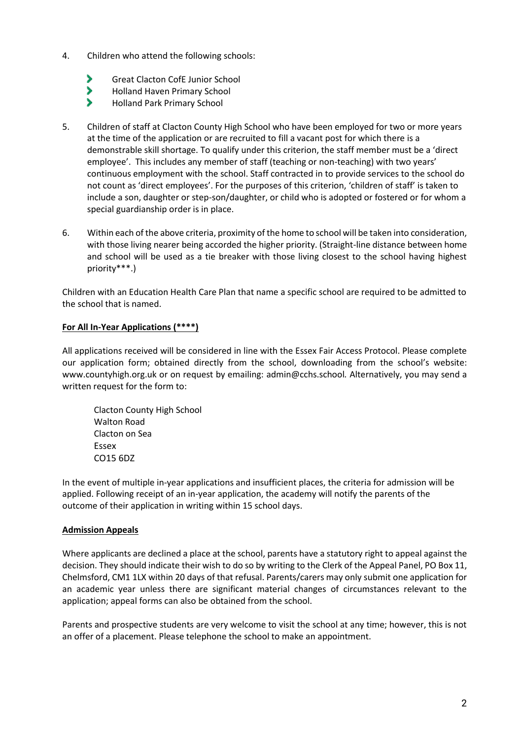4. Children who attend the following schools:

    - Great Clacton CofE Junior School
    - Holland Haven Primary School
    - Holland Park Primary School

5. Children of staff at Clacton County High School who have been employed for two or more years at the time of the application or are recruited to fill a vacant post for which there is a demonstrable skill shortage. To qualify under this criterion, the staff member must be a 'direct employee'. This includes any member of staff (teaching or non-teaching) with two years' continuous employment with the school. Staff contracted in to provide services to the school do not count as 'direct employees'. For the purposes of this criterion, 'children of staff' is taken to include a son, daughter or step-son/daughter, or child who is adopted or fostered or for whom a special guardianship order is in place.

6. Within each of the above criteria, proximity of the home to school will be taken into consideration, with those living nearer being accorded the higher priority. (Straight-line distance between home and school will be used as a tie breaker with those living closest to the school having highest priority***.)

Children with an Education Health Care Plan that name a specific school are required to be admitted to the school that is named.

**For All In-Year Applications (****)**

All applications received will be considered in line with the Essex Fair Access Protocol. Please complete our application form; obtained directly from the school, downloading from the school's website: www.countyhigh.org.uk or on request by emailing: admin@cchs.school. Alternatively, you may send a written request for the form to:

Clacton County High School
Walton Road
Clacton on Sea
Essex
CO15 6DZ

In the event of multiple in-year applications and insufficient places, the criteria for admission will be applied. Following receipt of an in-year application, the academy will notify the parents of the outcome of their application in writing within 15 school days.

**Admission Appeals**

Where applicants are declined a place at the school, parents have a statutory right to appeal against the decision. They should indicate their wish to do so by writing to the Clerk of the Appeal Panel, PO Box 11, Chelmsford, CM1 1LX within 20 days of that refusal. Parents/carers may only submit one application for an academic year unless there are significant material changes of circumstances relevant to the application; appeal forms can also be obtained from the school.

Parents and prospective students are very welcome to visit the school at any time; however, this is not an offer of a placement. Please telephone the school to make an appointment.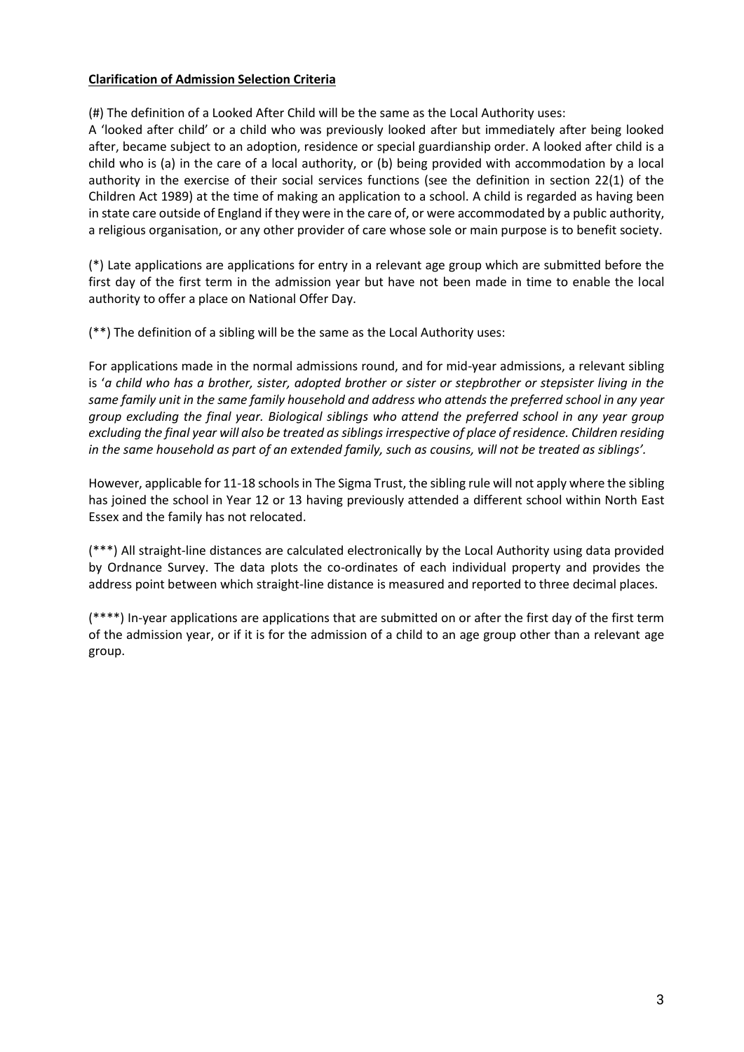**Clarification of Admission Selection Criteria**

(#) The definition of a Looked After Child will be the same as the Local Authority uses:
A 'looked after child' or a child who was previously looked after but immediately after being looked after, became subject to an adoption, residence or special guardianship order. A looked after child is a child who is (a) in the care of a local authority, or (b) being provided with accommodation by a local authority in the exercise of their social services functions (see the definition in section 22(1) of the Children Act 1989) at the time of making an application to a school. A child is regarded as having been in state care outside of England if they were in the care of, or were accommodated by a public authority, a religious organisation, or any other provider of care whose sole or main purpose is to benefit society.

(*) Late applications are applications for entry in a relevant age group which are submitted before the first day of the first term in the admission year but have not been made in time to enable the local authority to offer a place on National Offer Day.

(**) The definition of a sibling will be the same as the Local Authority uses:

For applications made in the normal admissions round, and for mid-year admissions, a relevant sibling is '*a child who has a brother, sister, adopted brother or sister or stepbrother or stepsister living in the same family unit in the same family household and address who attends the preferred school in any year group excluding the final year. Biological siblings who attend the preferred school in any year group excluding the final year will also be treated as siblings irrespective of place of residence. Children residing in the same household as part of an extended family, such as cousins, will not be treated as siblings'*.

However, applicable for 11-18 schools in The Sigma Trust, the sibling rule will not apply where the sibling has joined the school in Year 12 or 13 having previously attended a different school within North East Essex and the family has not relocated.

(***) All straight-line distances are calculated electronically by the Local Authority using data provided by Ordnance Survey. The data plots the co-ordinates of each individual property and provides the address point between which straight-line distance is measured and reported to three decimal places.

(****) In-year applications are applications that are submitted on or after the first day of the first term of the admission year, or if it is for the admission of a child to an age group other than a relevant age group.